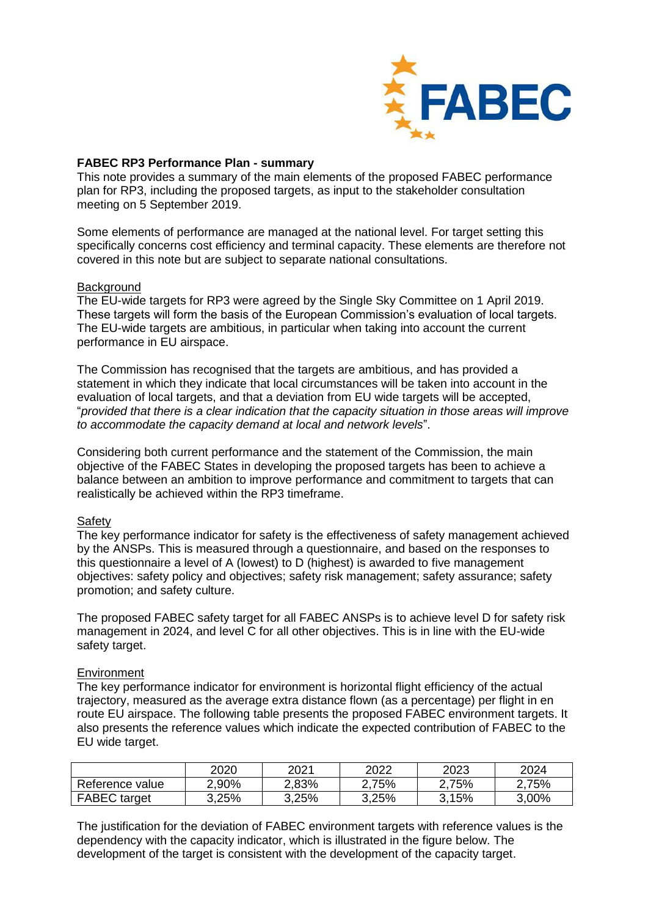**FABEC RP3 Performance Plan - summary**

This note provides a summary of the main elements of the proposed FABEC performance plan for RP3, including the proposed targets, as input to the stakeholder consultation meeting on 5 September 2019.

Some elements of performance are managed at the national level. For target setting this specifically concerns cost efficiency and terminal capacity. These elements are therefore not covered in this note but are subject to separate national consultations.

Background

The EU-wide targets for RP3 were agreed by the Single Sky Committee on 1 April 2019. These targets will form the basis of the European Commission's evaluation of local targets. The EU-wide targets are ambitious, in particular when taking into account the current performance in EU airspace.

The Commission has recognised that the targets are ambitious, and has provided a statement in which they indicate that local circumstances will be taken into account in the evaluation of local targets, and that a deviation from EU wide targets will be accepted, "*provided that there is a clear indication that the capacity situation in those areas will improve to accommodate the capacity demand at local and network levels*".

Considering both current performance and the statement of the Commission, the main objective of the FABEC States in developing the proposed targets has been to achieve a balance between an ambition to improve performance and commitment to targets that can realistically be achieved within the RP3 timeframe.

Safety

The key performance indicator for safety is the effectiveness of safety management achieved by the ANSPs. This is measured through a questionnaire, and based on the responses to this questionnaire a level of A (lowest) to D (highest) is awarded to five management objectives: safety policy and objectives; safety risk management; safety assurance; safety promotion; and safety culture.

The proposed FABEC safety target for all FABEC ANSPs is to achieve level D for safety risk management in 2024, and level C for all other objectives. This is in line with the EU-wide safety target.

Environment

The key performance indicator for environment is horizontal flight efficiency of the actual trajectory, measured as the average extra distance flown (as a percentage) per flight in en route EU airspace. The following table presents the proposed FABEC environment targets. It also presents the reference values which indicate the expected contribution of FABEC to the EU wide target.

| | 2020 | 2021 | 2022 | 2023 | 2024 |
|---|---|---|---|---|---|
| Reference value | 2,90% | 2,83% | 2,75% | 2,75% | 2,75% |
| FABEC target | 3,25% | 3,25% | 3,25% | 3,15% | 3,00% |

The justification for the deviation of FABEC environment targets with reference values is the dependency with the capacity indicator, which is illustrated in the figure below. The development of the target is consistent with the development of the capacity target.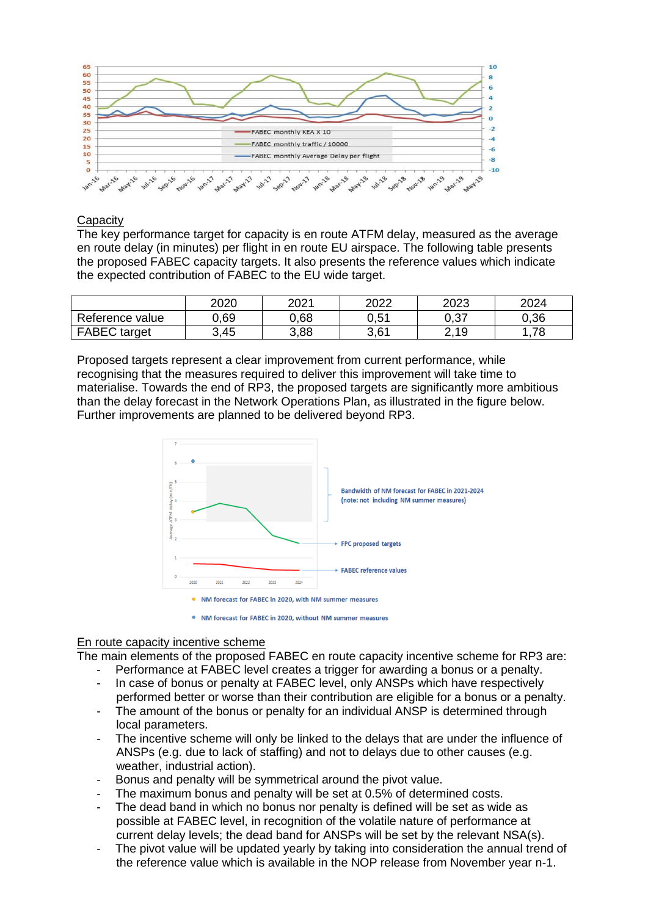65
60
55
50
45
40
35
30
25
20
15
10
5
0

10
8
6
4
2
0
-2
-4
-6
-8
-10

FABEC monthly KEA X 10
FABEC monthly traffic / 10000
FABEC monthly Average Delay per flight

Jan-16 Mar-16 May-16 Jul-16 Sep-16 Nov-16 Jan-17 Mar-17 May-17 Jul-17 Sep-17 Nov-17 Jan-18 Mar-18 May-18 Jul-18 Sep-18 Nov-18 Jan-19 Mar-19 May-19

<u>Capacity</u>

The key performance target for capacity is en route ATFM delay, measured as the average en route delay (in minutes) per flight in en route EU airspace. The following table presents the proposed FABEC capacity targets. It also presents the reference values which indicate the expected contribution of FABEC to the EU wide target.

| | 2020 | 2021 | 2022 | 2023 | 2024 |
|---|---|---|---|---|---|
| Reference value | 0,69 | 0,68 | 0,51 | 0,37 | 0,36 |
| FABEC target | 3,45 | 3,88 | 3,61 | 2,19 | 1,78 |

Proposed targets represent a clear improvement from current performance, while recognising that the measures required to deliver this improvement will take time to materialise. Towards the end of RP3, the proposed targets are significantly more ambitious than the delay forecast in the Network Operations Plan, as illustrated in the figure below. Further improvements are planned to be delivered beyond RP3.

7
6
5
4
3
2
1
0

Average ATFM delay (min/flt)

2020 2021 2022 2023 2024

Bandwidth of NM forecast for FABEC in 2021-2024 (note: not including NM summer measures)

FPC proposed targets

FABEC reference values

NM forecast for FABEC in 2020, with NM summer measures

NM forecast for FABEC in 2020, without NM summer measures

<u>En route capacity incentive scheme</u>

The main elements of the proposed FABEC en route capacity incentive scheme for RP3 are:

- Performance at FABEC level creates a trigger for awarding a bonus or a penalty.
- In case of bonus or penalty at FABEC level, only ANSPs which have respectively performed better or worse than their contribution are eligible for a bonus or a penalty.
- The amount of the bonus or penalty for an individual ANSP is determined through local parameters.
- The incentive scheme will only be linked to the delays that are under the influence of ANSPs (e.g. due to lack of staffing) and not to delays due to other causes (e.g. weather, industrial action).
- Bonus and penalty will be symmetrical around the pivot value.
- The maximum bonus and penalty will be set at 0.5% of determined costs.
- The dead band in which no bonus nor penalty is defined will be set as wide as possible at FABEC level, in recognition of the volatile nature of performance at current delay levels; the dead band for ANSPs will be set by the relevant NSA(s).
- The pivot value will be updated yearly by taking into consideration the annual trend of the reference value which is available in the NOP release from November year n-1.